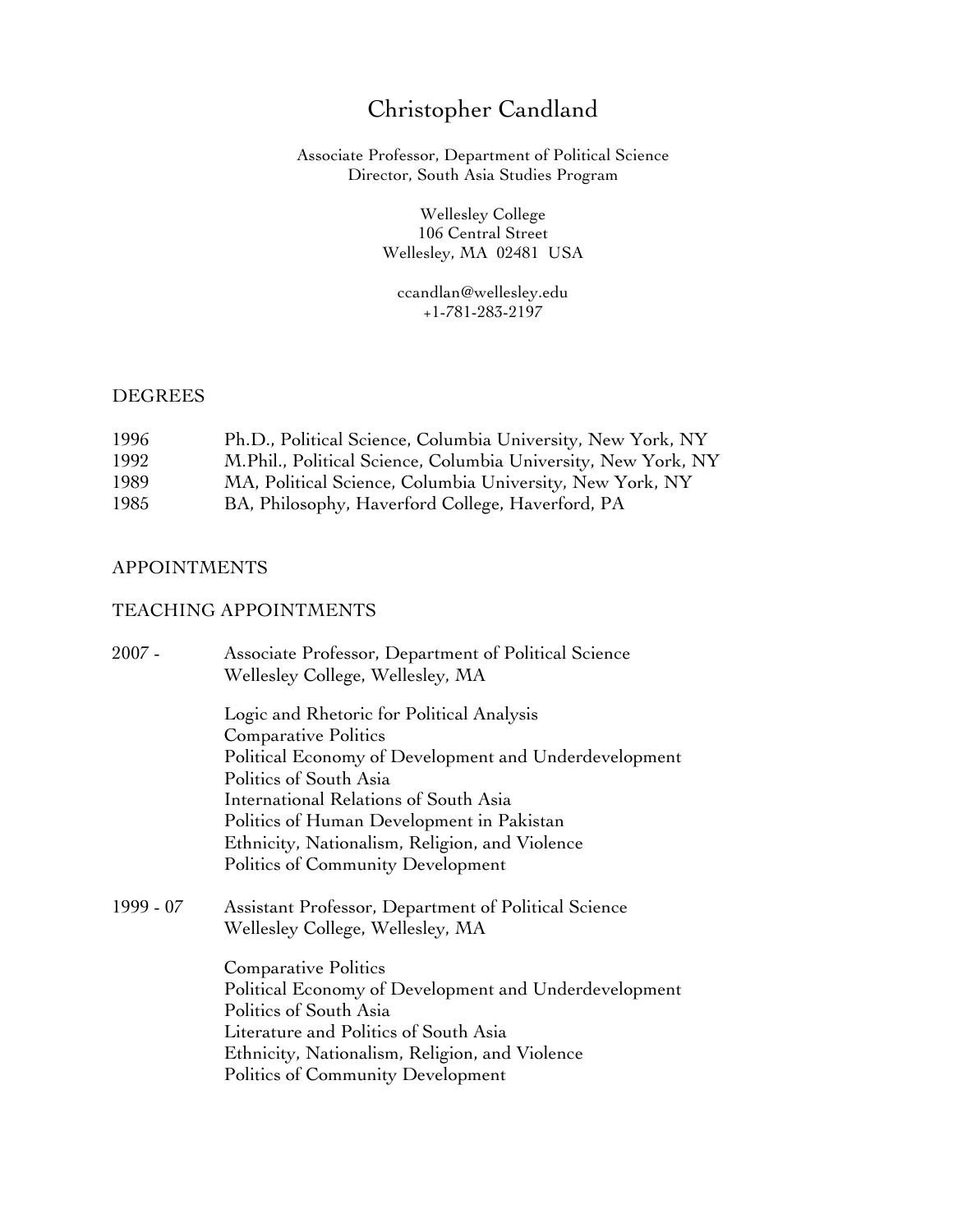# Christopher Candland

Associate Professor, Department of Political Science
Director, South Asia Studies Program

Wellesley College
106 Central Street
Wellesley, MA 02481 USA

ccandlan@wellesley.edu
+1-781-283-2197

## DEGREES

| | |
|---|---|
| 1996 | Ph.D., Political Science, Columbia University, New York, NY |
| 1992 | M.Phil., Political Science, Columbia University, New York, NY |
| 1989 | MA, Political Science, Columbia University, New York, NY |
| 1985 | BA, Philosophy, Haverford College, Haverford, PA |

## APPOINTMENTS

## TEACHING APPOINTMENTS

**2007 -** Associate Professor, Department of Political Science
Wellesley College, Wellesley, MA

- Logic and Rhetoric for Political Analysis
- Comparative Politics
- Political Economy of Development and Underdevelopment
- Politics of South Asia
- International Relations of South Asia
- Politics of Human Development in Pakistan
- Ethnicity, Nationalism, Religion, and Violence
- Politics of Community Development

**1999 - 07** Assistant Professor, Department of Political Science
Wellesley College, Wellesley, MA

- Comparative Politics
- Political Economy of Development and Underdevelopment
- Politics of South Asia
- Literature and Politics of South Asia
- Ethnicity, Nationalism, Religion, and Violence
- Politics of Community Development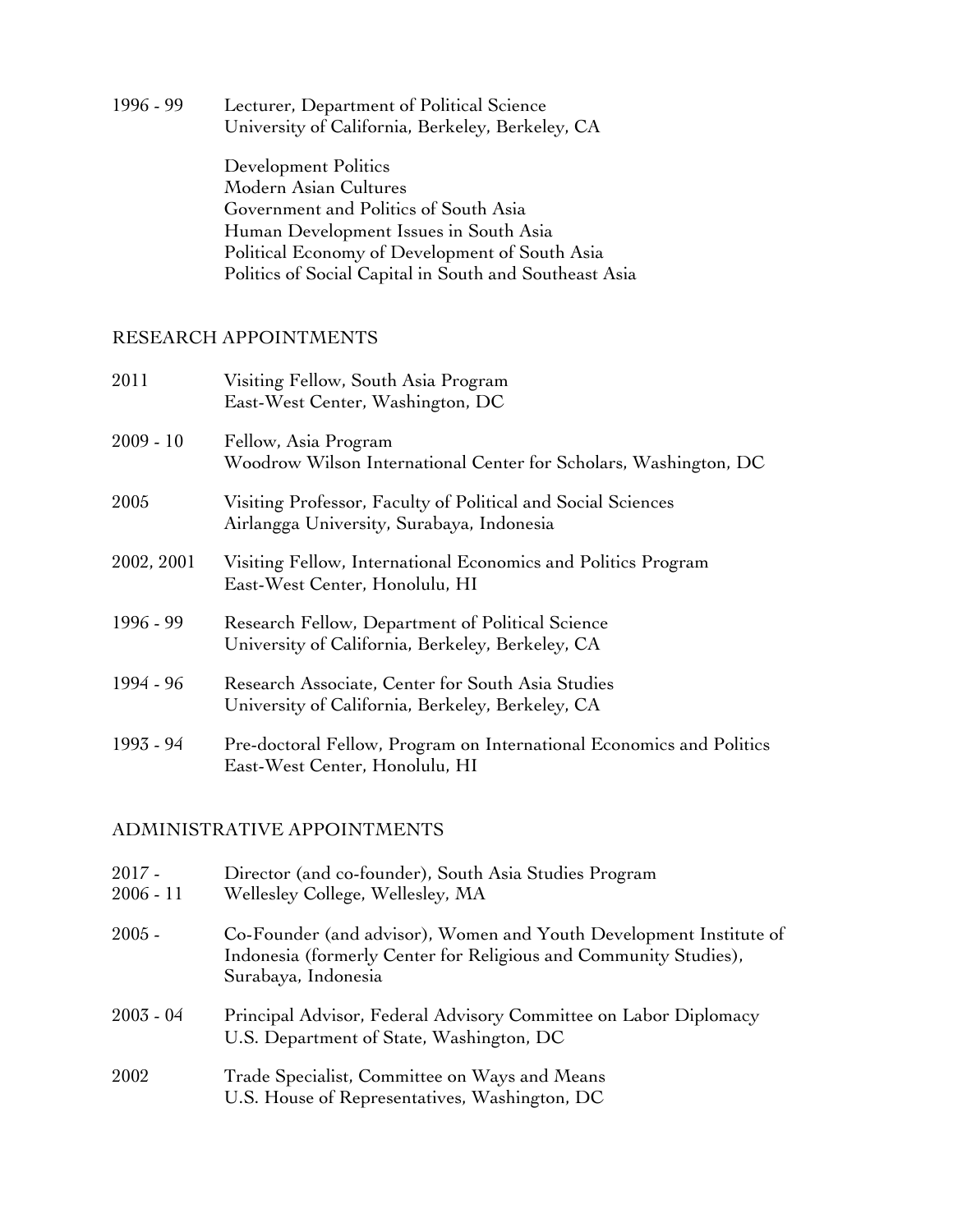1996 - 99 Lecturer, Department of Political Science
University of California, Berkeley, Berkeley, CA

Development Politics
Modern Asian Cultures
Government and Politics of South Asia
Human Development Issues in South Asia
Political Economy of Development of South Asia
Politics of Social Capital in South and Southeast Asia

## RESEARCH APPOINTMENTS

2011 Visiting Fellow, South Asia Program
East-West Center, Washington, DC

2009 - 10 Fellow, Asia Program
Woodrow Wilson International Center for Scholars, Washington, DC

2005 Visiting Professor, Faculty of Political and Social Sciences
Airlangga University, Surabaya, Indonesia

2002, 2001 Visiting Fellow, International Economics and Politics Program
East-West Center, Honolulu, HI

1996 - 99 Research Fellow, Department of Political Science
University of California, Berkeley, Berkeley, CA

1994 - 96 Research Associate, Center for South Asia Studies
University of California, Berkeley, Berkeley, CA

1993 - 94 Pre-doctoral Fellow, Program on International Economics and Politics
East-West Center, Honolulu, HI

## ADMINISTRATIVE APPOINTMENTS

2017 -
2006 - 11 Director (and co-founder), South Asia Studies Program
Wellesley College, Wellesley, MA

2005 - Co-Founder (and advisor), Women and Youth Development Institute of Indonesia (formerly Center for Religious and Community Studies), Surabaya, Indonesia

2003 - 04 Principal Advisor, Federal Advisory Committee on Labor Diplomacy
U.S. Department of State, Washington, DC

2002 Trade Specialist, Committee on Ways and Means
U.S. House of Representatives, Washington, DC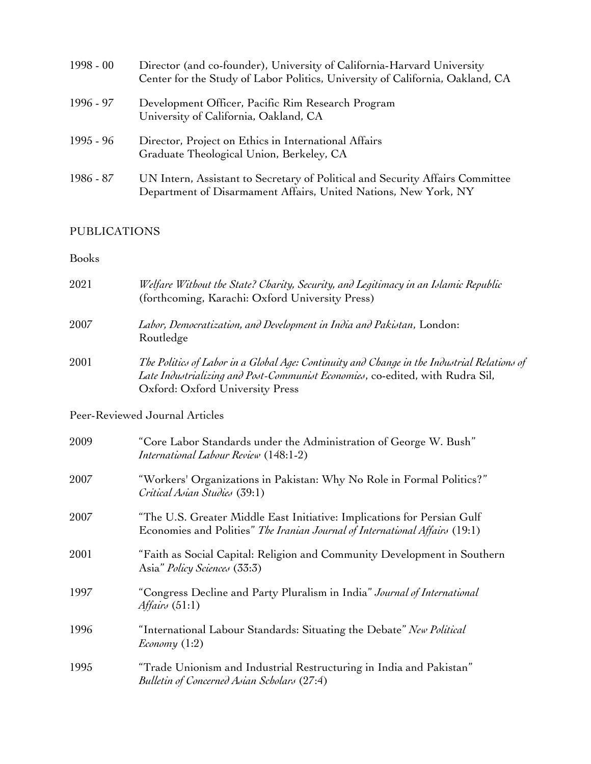1998 - 00 Director (and co-founder), University of California-Harvard University Center for the Study of Labor Politics, University of California, Oakland, CA

1996 - 97 Development Officer, Pacific Rim Research Program University of California, Oakland, CA

1995 - 96 Director, Project on Ethics in International Affairs Graduate Theological Union, Berkeley, CA

1986 - 87 UN Intern, Assistant to Secretary of Political and Security Affairs Committee Department of Disarmament Affairs, United Nations, New York, NY

## PUBLICATIONS

### Books

2021 *Welfare Without the State? Charity, Security, and Legitimacy in an Islamic Republic* (forthcoming, Karachi: Oxford University Press)

2007 *Labor, Democratization, and Development in India and Pakistan*, London: Routledge

2001 *The Politics of Labor in a Global Age: Continuity and Change in the Industrial Relations of Late Industrializing and Post-Communist Economies*, co-edited, with Rudra Sil, Oxford: Oxford University Press

### Peer-Reviewed Journal Articles

2009 "Core Labor Standards under the Administration of George W. Bush" *International Labour Review* (148:1-2)

2007 "Workers' Organizations in Pakistan: Why No Role in Formal Politics?" *Critical Asian Studies* (39:1)

2007 "The U.S. Greater Middle East Initiative: Implications for Persian Gulf Economies and Polities" *The Iranian Journal of International Affairs* (19:1)

2001 "Faith as Social Capital: Religion and Community Development in Southern Asia" *Policy Sciences* (33:3)

1997 "Congress Decline and Party Pluralism in India" *Journal of International Affairs* (51:1)

1996 "International Labour Standards: Situating the Debate" *New Political Economy* (1:2)

1995 "Trade Unionism and Industrial Restructuring in India and Pakistan" *Bulletin of Concerned Asian Scholars* (27:4)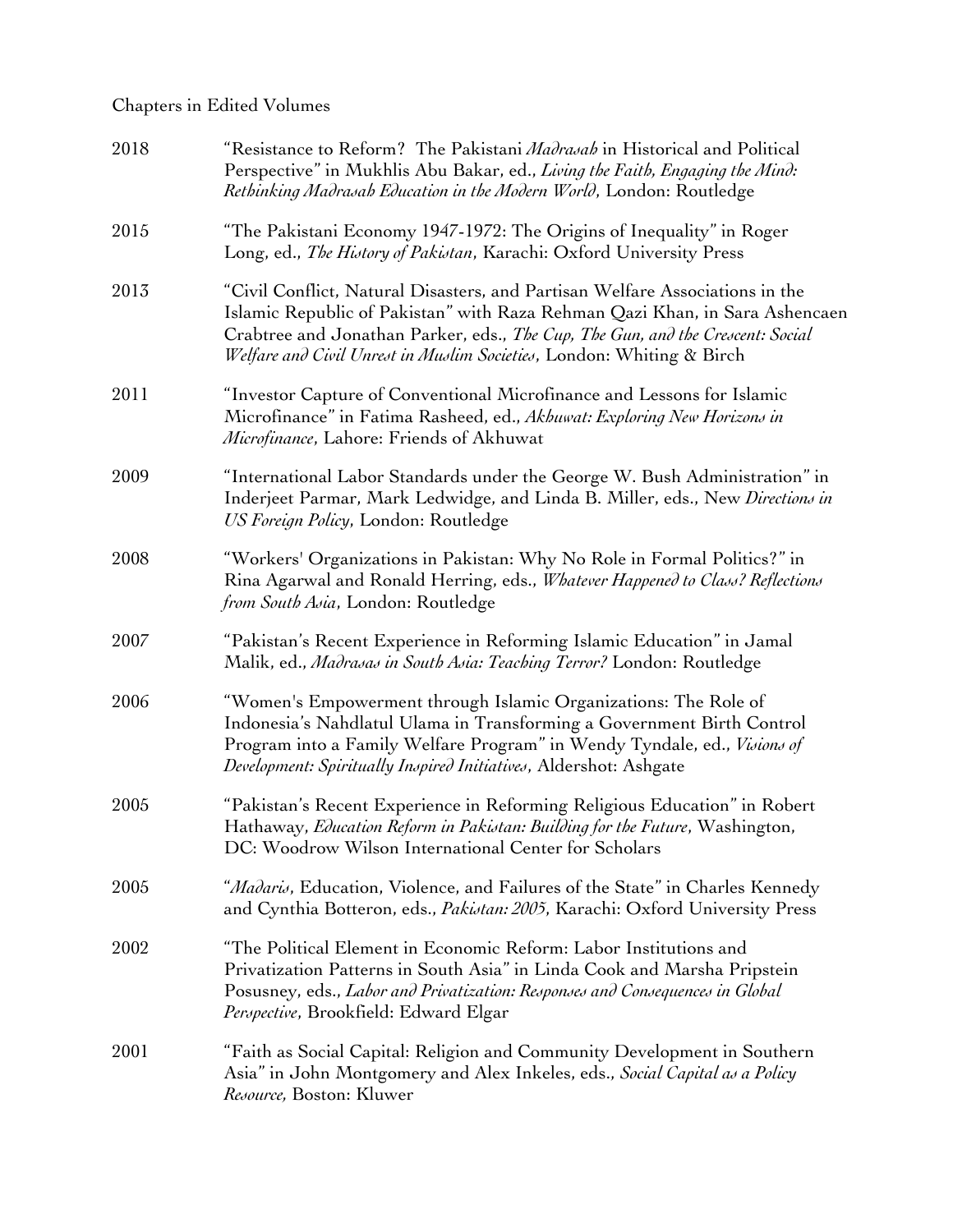Chapters in Edited Volumes

2018 "Resistance to Reform? The Pakistani *Madrasah* in Historical and Political Perspective" in Mukhlis Abu Bakar, ed., *Living the Faith, Engaging the Mind: Rethinking Madrasah Education in the Modern World*, London: Routledge

2015 "The Pakistani Economy 1947-1972: The Origins of Inequality" in Roger Long, ed., *The History of Pakistan*, Karachi: Oxford University Press

2013 "Civil Conflict, Natural Disasters, and Partisan Welfare Associations in the Islamic Republic of Pakistan" with Raza Rehman Qazi Khan, in Sara Ashencaen Crabtree and Jonathan Parker, eds., *The Cup, The Gun, and the Crescent: Social Welfare and Civil Unrest in Muslim Societies*, London: Whiting & Birch

2011 "Investor Capture of Conventional Microfinance and Lessons for Islamic Microfinance" in Fatima Rasheed, ed., *Akhuwat: Exploring New Horizons in Microfinance*, Lahore: Friends of Akhuwat

2009 "International Labor Standards under the George W. Bush Administration" in Inderjeet Parmar, Mark Ledwidge, and Linda B. Miller, eds., New *Directions in US Foreign Policy*, London: Routledge

2008 "Workers' Organizations in Pakistan: Why No Role in Formal Politics?" in Rina Agarwal and Ronald Herring, eds., *Whatever Happened to Class? Reflections from South Asia*, London: Routledge

2007 "Pakistan's Recent Experience in Reforming Islamic Education" in Jamal Malik, ed., *Madrasas in South Asia: Teaching Terror?* London: Routledge

2006 "Women's Empowerment through Islamic Organizations: The Role of Indonesia's Nahdlatul Ulama in Transforming a Government Birth Control Program into a Family Welfare Program" in Wendy Tyndale, ed., *Visions of Development: Spiritually Inspired Initiatives*, Aldershot: Ashgate

2005 "Pakistan's Recent Experience in Reforming Religious Education" in Robert Hathaway, *Education Reform in Pakistan: Building for the Future*, Washington, DC: Woodrow Wilson International Center for Scholars

2005 "*Madaris*, Education, Violence, and Failures of the State" in Charles Kennedy and Cynthia Botteron, eds., *Pakistan: 2005*, Karachi: Oxford University Press

2002 "The Political Element in Economic Reform: Labor Institutions and Privatization Patterns in South Asia" in Linda Cook and Marsha Pripstein Posusney, eds., *Labor and Privatization: Responses and Consequences in Global Perspective*, Brookfield: Edward Elgar

2001 "Faith as Social Capital: Religion and Community Development in Southern Asia" in John Montgomery and Alex Inkeles, eds., *Social Capital as a Policy Resource*, Boston: Kluwer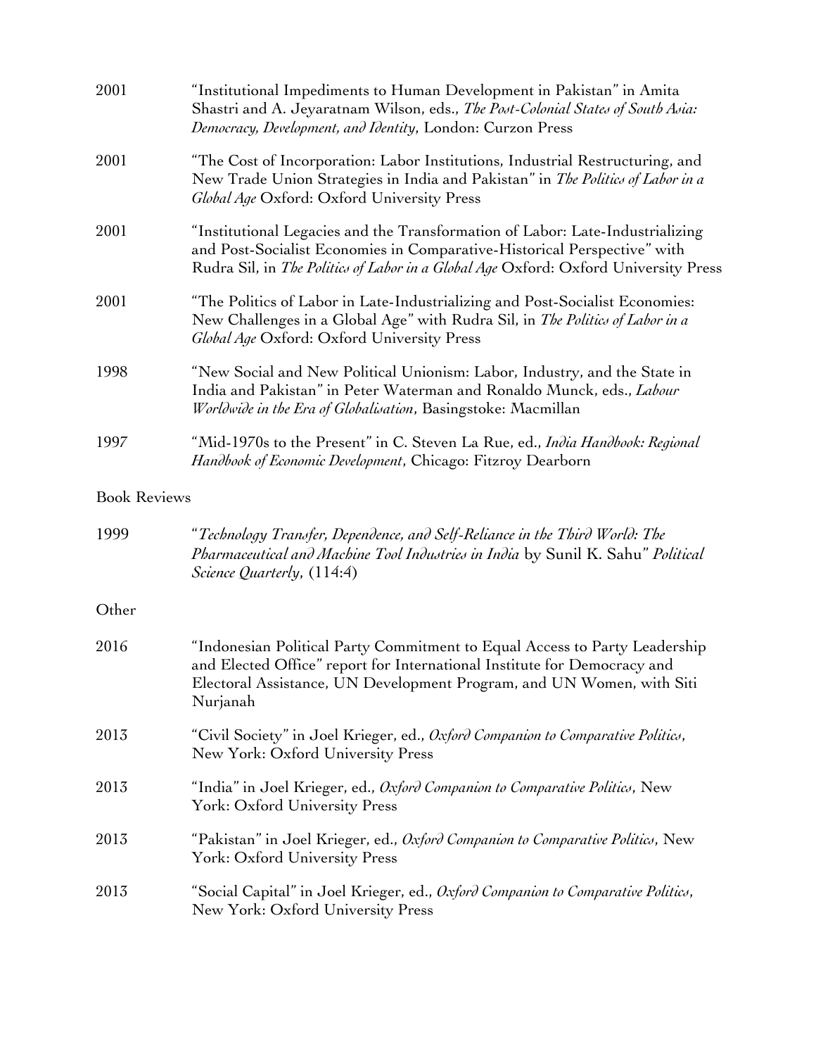2001 "Institutional Impediments to Human Development in Pakistan" in Amita Shastri and A. Jeyaratnam Wilson, eds., *The Post-Colonial States of South Asia: Democracy, Development, and Identity*, London: Curzon Press

2001 "The Cost of Incorporation: Labor Institutions, Industrial Restructuring, and New Trade Union Strategies in India and Pakistan" in *The Politics of Labor in a Global Age* Oxford: Oxford University Press

2001 "Institutional Legacies and the Transformation of Labor: Late-Industrializing and Post-Socialist Economies in Comparative-Historical Perspective" with Rudra Sil, in *The Politics of Labor in a Global Age* Oxford: Oxford University Press

2001 "The Politics of Labor in Late-Industrializing and Post-Socialist Economies: New Challenges in a Global Age" with Rudra Sil, in *The Politics of Labor in a Global Age* Oxford: Oxford University Press

1998 "New Social and New Political Unionism: Labor, Industry, and the State in India and Pakistan" in Peter Waterman and Ronaldo Munck, eds., *Labour Worldwide in the Era of Globalisation*, Basingstoke: Macmillan

1997 "Mid-1970s to the Present" in C. Steven La Rue, ed., *India Handbook: Regional Handbook of Economic Development*, Chicago: Fitzroy Dearborn

Book Reviews

1999 "*Technology Transfer, Dependence, and Self-Reliance in the Third World: The Pharmaceutical and Machine Tool Industries in India* by Sunil K. Sahu" *Political Science Quarterly*, (114:4)

Other

2016 "Indonesian Political Party Commitment to Equal Access to Party Leadership and Elected Office" report for International Institute for Democracy and Electoral Assistance, UN Development Program, and UN Women, with Siti Nurjanah

2013 "Civil Society" in Joel Krieger, ed., *Oxford Companion to Comparative Politics*, New York: Oxford University Press

2013 "India" in Joel Krieger, ed., *Oxford Companion to Comparative Politics*, New York: Oxford University Press

2013 "Pakistan" in Joel Krieger, ed., *Oxford Companion to Comparative Politics*, New York: Oxford University Press

2013 "Social Capital" in Joel Krieger, ed., *Oxford Companion to Comparative Politics*, New York: Oxford University Press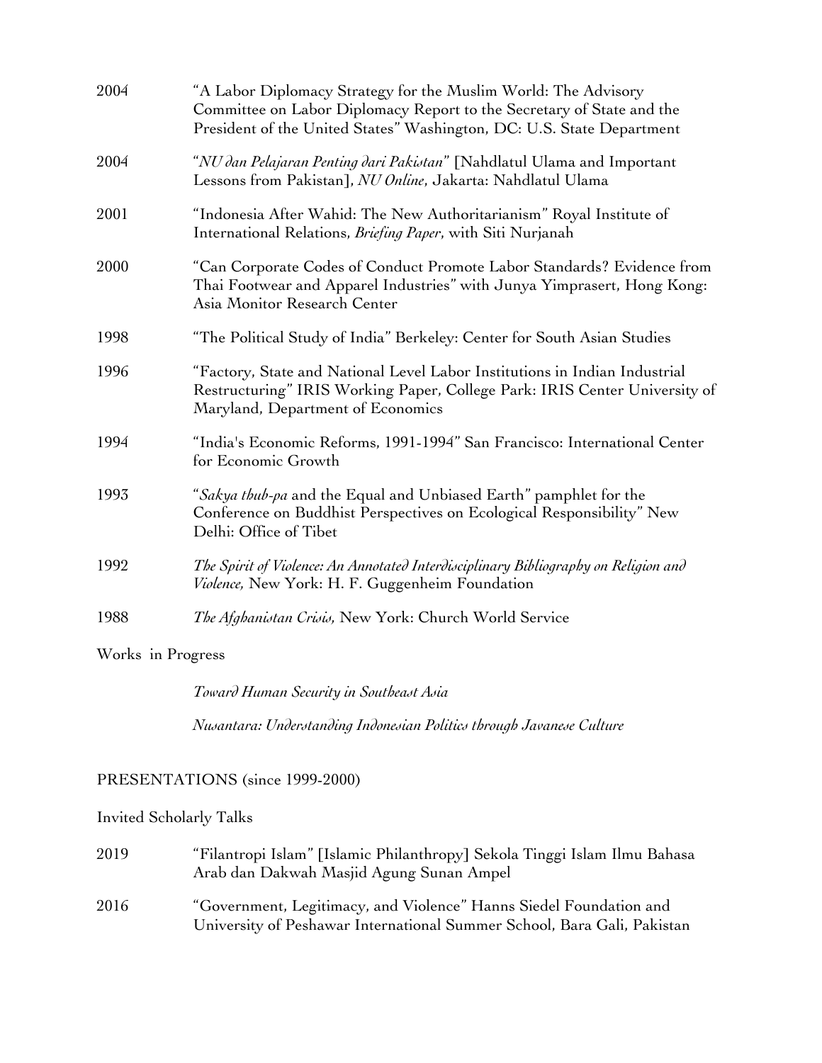2004 "A Labor Diplomacy Strategy for the Muslim World: The Advisory Committee on Labor Diplomacy Report to the Secretary of State and the President of the United States" Washington, DC: U.S. State Department

2004 "*NU dan Pelajaran Penting dari Pakistan*" [Nahdlatul Ulama and Important Lessons from Pakistan], *NU Online*, Jakarta: Nahdlatul Ulama

2001 "Indonesia After Wahid: The New Authoritarianism" Royal Institute of International Relations, *Briefing Paper*, with Siti Nurjanah

2000 "Can Corporate Codes of Conduct Promote Labor Standards? Evidence from Thai Footwear and Apparel Industries" with Junya Yimprasert, Hong Kong: Asia Monitor Research Center

1998 "The Political Study of India" Berkeley: Center for South Asian Studies

1996 "Factory, State and National Level Labor Institutions in Indian Industrial Restructuring" IRIS Working Paper, College Park: IRIS Center University of Maryland, Department of Economics

1994 "India's Economic Reforms, 1991-1994" San Francisco: International Center for Economic Growth

1993 "*Sakya thub-pa* and the Equal and Unbiased Earth" pamphlet for the Conference on Buddhist Perspectives on Ecological Responsibility" New Delhi: Office of Tibet

1992 *The Spirit of Violence: An Annotated Interdisciplinary Bibliography on Religion and Violence,* New York: H. F. Guggenheim Foundation

1988 *The Afghanistan Crisis,* New York: Church World Service

Works in Progress

*Toward Human Security in Southeast Asia*

*Nusantara: Understanding Indonesian Politics through Javanese Culture*

## PRESENTATIONS (since 1999-2000)

Invited Scholarly Talks

2019 "Filantropi Islam" [Islamic Philanthropy] Sekola Tinggi Islam Ilmu Bahasa Arab dan Dakwah Masjid Agung Sunan Ampel

2016 "Government, Legitimacy, and Violence" Hanns Siedel Foundation and University of Peshawar International Summer School, Bara Gali, Pakistan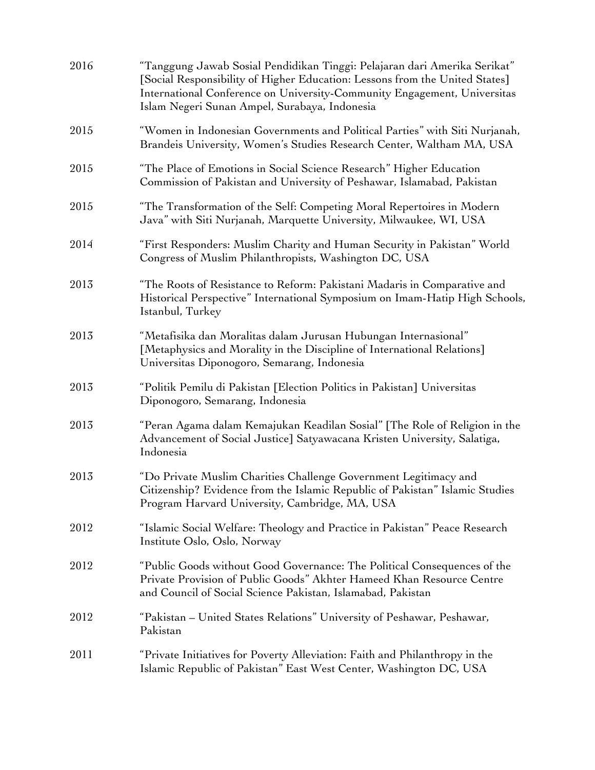2016 “Tanggung Jawab Sosial Pendidikan Tinggi: Pelajaran dari Amerika Serikat” [Social Responsibility of Higher Education: Lessons from the United States] International Conference on University-Community Engagement, Universitas Islam Negeri Sunan Ampel, Surabaya, Indonesia

2015 “Women in Indonesian Governments and Political Parties” with Siti Nurjanah, Brandeis University, Women’s Studies Research Center, Waltham MA, USA

2015 “The Place of Emotions in Social Science Research” Higher Education Commission of Pakistan and University of Peshawar, Islamabad, Pakistan

2015 “The Transformation of the Self: Competing Moral Repertoires in Modern Java” with Siti Nurjanah, Marquette University, Milwaukee, WI, USA

2014 “First Responders: Muslim Charity and Human Security in Pakistan” World Congress of Muslim Philanthropists, Washington DC, USA

2013 “The Roots of Resistance to Reform: Pakistani Madaris in Comparative and Historical Perspective” International Symposium on Imam-Hatip High Schools, Istanbul, Turkey

2013 “Metafisika dan Moralitas dalam Jurusan Hubungan Internasional” [Metaphysics and Morality in the Discipline of International Relations] Universitas Diponogoro, Semarang, Indonesia

2013 “Politik Pemilu di Pakistan [Election Politics in Pakistan] Universitas Diponogoro, Semarang, Indonesia

2013 “Peran Agama dalam Kemajukan Keadilan Sosial” [The Role of Religion in the Advancement of Social Justice] Satyawacana Kristen University, Salatiga, Indonesia

2013 “Do Private Muslim Charities Challenge Government Legitimacy and Citizenship? Evidence from the Islamic Republic of Pakistan” Islamic Studies Program Harvard University, Cambridge, MA, USA

2012 “Islamic Social Welfare: Theology and Practice in Pakistan” Peace Research Institute Oslo, Oslo, Norway

2012 “Public Goods without Good Governance: The Political Consequences of the Private Provision of Public Goods” Akhter Hameed Khan Resource Centre and Council of Social Science Pakistan, Islamabad, Pakistan

2012 “Pakistan – United States Relations” University of Peshawar, Peshawar, Pakistan

2011 “Private Initiatives for Poverty Alleviation: Faith and Philanthropy in the Islamic Republic of Pakistan” East West Center, Washington DC, USA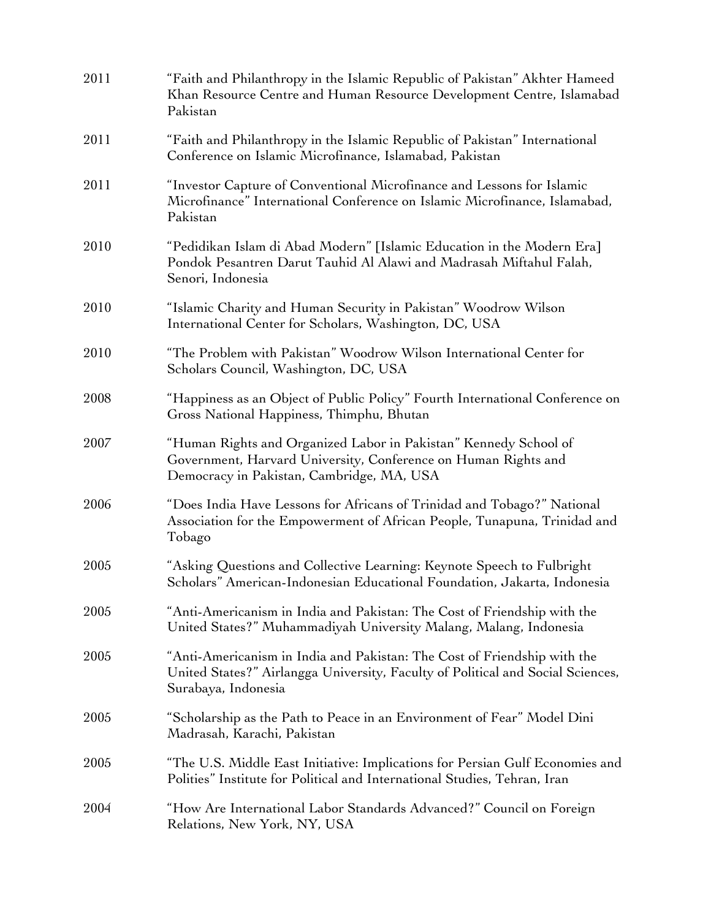2011 "Faith and Philanthropy in the Islamic Republic of Pakistan" Akhter Hameed Khan Resource Centre and Human Resource Development Centre, Islamabad Pakistan

2011 "Faith and Philanthropy in the Islamic Republic of Pakistan" International Conference on Islamic Microfinance, Islamabad, Pakistan

2011 "Investor Capture of Conventional Microfinance and Lessons for Islamic Microfinance" International Conference on Islamic Microfinance, Islamabad, Pakistan

2010 "Pedidikan Islam di Abad Modern" [Islamic Education in the Modern Era] Pondok Pesantren Darut Tauhid Al Alawi and Madrasah Miftahul Falah, Senori, Indonesia

2010 "Islamic Charity and Human Security in Pakistan" Woodrow Wilson International Center for Scholars, Washington, DC, USA

2010 "The Problem with Pakistan" Woodrow Wilson International Center for Scholars Council, Washington, DC, USA

2008 "Happiness as an Object of Public Policy" Fourth International Conference on Gross National Happiness, Thimphu, Bhutan

2007 "Human Rights and Organized Labor in Pakistan" Kennedy School of Government, Harvard University, Conference on Human Rights and Democracy in Pakistan, Cambridge, MA, USA

2006 "Does India Have Lessons for Africans of Trinidad and Tobago?" National Association for the Empowerment of African People, Tunapuna, Trinidad and Tobago

2005 "Asking Questions and Collective Learning: Keynote Speech to Fulbright Scholars" American-Indonesian Educational Foundation, Jakarta, Indonesia

2005 "Anti-Americanism in India and Pakistan: The Cost of Friendship with the United States?" Muhammadiyah University Malang, Malang, Indonesia

2005 "Anti-Americanism in India and Pakistan: The Cost of Friendship with the United States?" Airlangga University, Faculty of Political and Social Sciences, Surabaya, Indonesia

2005 "Scholarship as the Path to Peace in an Environment of Fear" Model Dini Madrasah, Karachi, Pakistan

2005 "The U.S. Middle East Initiative: Implications for Persian Gulf Economies and Polities" Institute for Political and International Studies, Tehran, Iran

2004 "How Are International Labor Standards Advanced?" Council on Foreign Relations, New York, NY, USA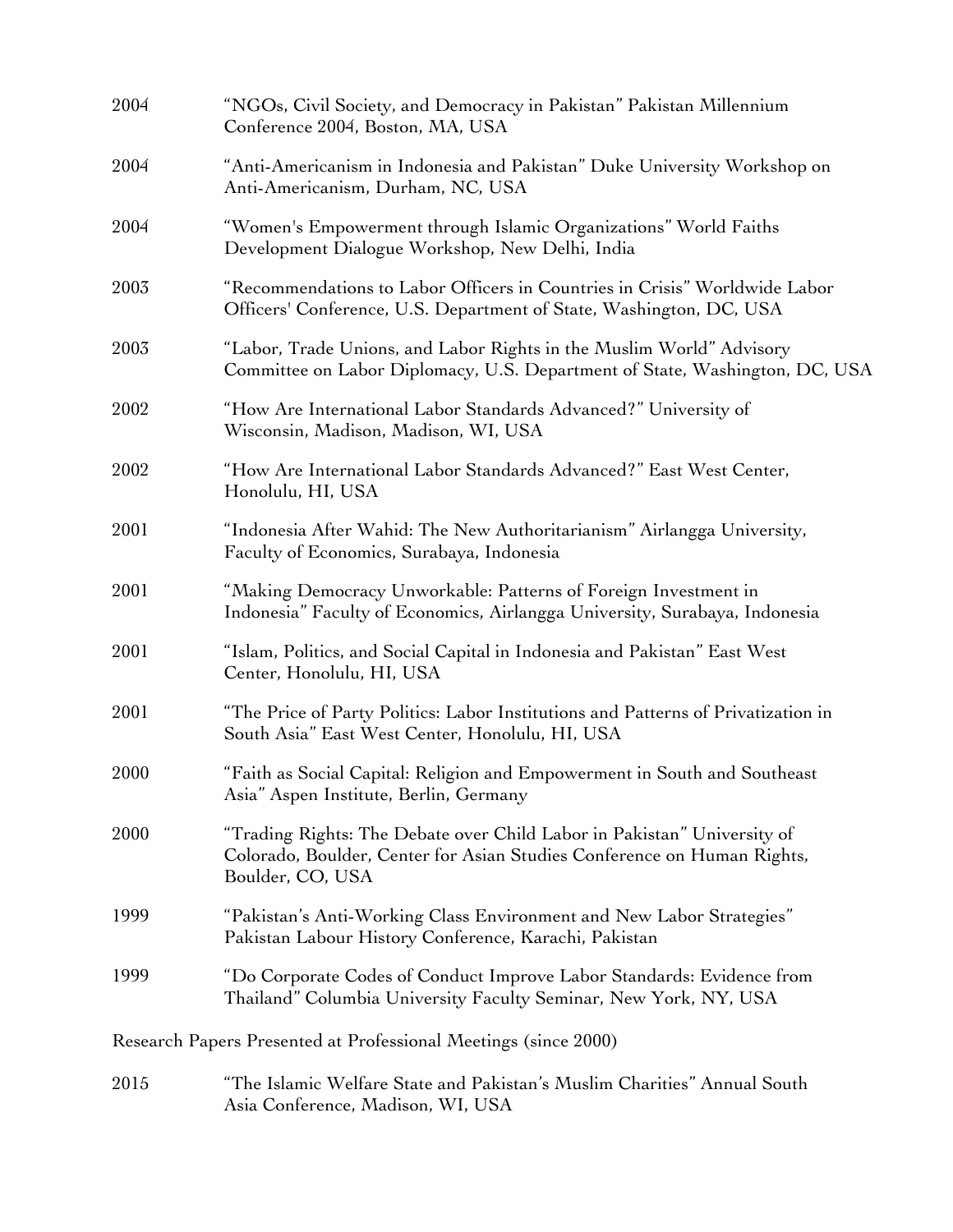2004 "NGOs, Civil Society, and Democracy in Pakistan" Pakistan Millennium Conference 2004, Boston, MA, USA

2004 "Anti-Americanism in Indonesia and Pakistan" Duke University Workshop on Anti-Americanism, Durham, NC, USA

2004 "Women's Empowerment through Islamic Organizations" World Faiths Development Dialogue Workshop, New Delhi, India

2003 "Recommendations to Labor Officers in Countries in Crisis" Worldwide Labor Officers' Conference, U.S. Department of State, Washington, DC, USA

2003 "Labor, Trade Unions, and Labor Rights in the Muslim World" Advisory Committee on Labor Diplomacy, U.S. Department of State, Washington, DC, USA

2002 "How Are International Labor Standards Advanced?" University of Wisconsin, Madison, Madison, WI, USA

2002 "How Are International Labor Standards Advanced?" East West Center, Honolulu, HI, USA

2001 "Indonesia After Wahid: The New Authoritarianism" Airlangga University, Faculty of Economics, Surabaya, Indonesia

2001 "Making Democracy Unworkable: Patterns of Foreign Investment in Indonesia" Faculty of Economics, Airlangga University, Surabaya, Indonesia

2001 "Islam, Politics, and Social Capital in Indonesia and Pakistan" East West Center, Honolulu, HI, USA

2001 "The Price of Party Politics: Labor Institutions and Patterns of Privatization in South Asia" East West Center, Honolulu, HI, USA

2000 "Faith as Social Capital: Religion and Empowerment in South and Southeast Asia" Aspen Institute, Berlin, Germany

2000 "Trading Rights: The Debate over Child Labor in Pakistan" University of Colorado, Boulder, Center for Asian Studies Conference on Human Rights, Boulder, CO, USA

1999 "Pakistan's Anti-Working Class Environment and New Labor Strategies" Pakistan Labour History Conference, Karachi, Pakistan

1999 "Do Corporate Codes of Conduct Improve Labor Standards: Evidence from Thailand" Columbia University Faculty Seminar, New York, NY, USA

Research Papers Presented at Professional Meetings (since 2000)

2015 "The Islamic Welfare State and Pakistan's Muslim Charities" Annual South Asia Conference, Madison, WI, USA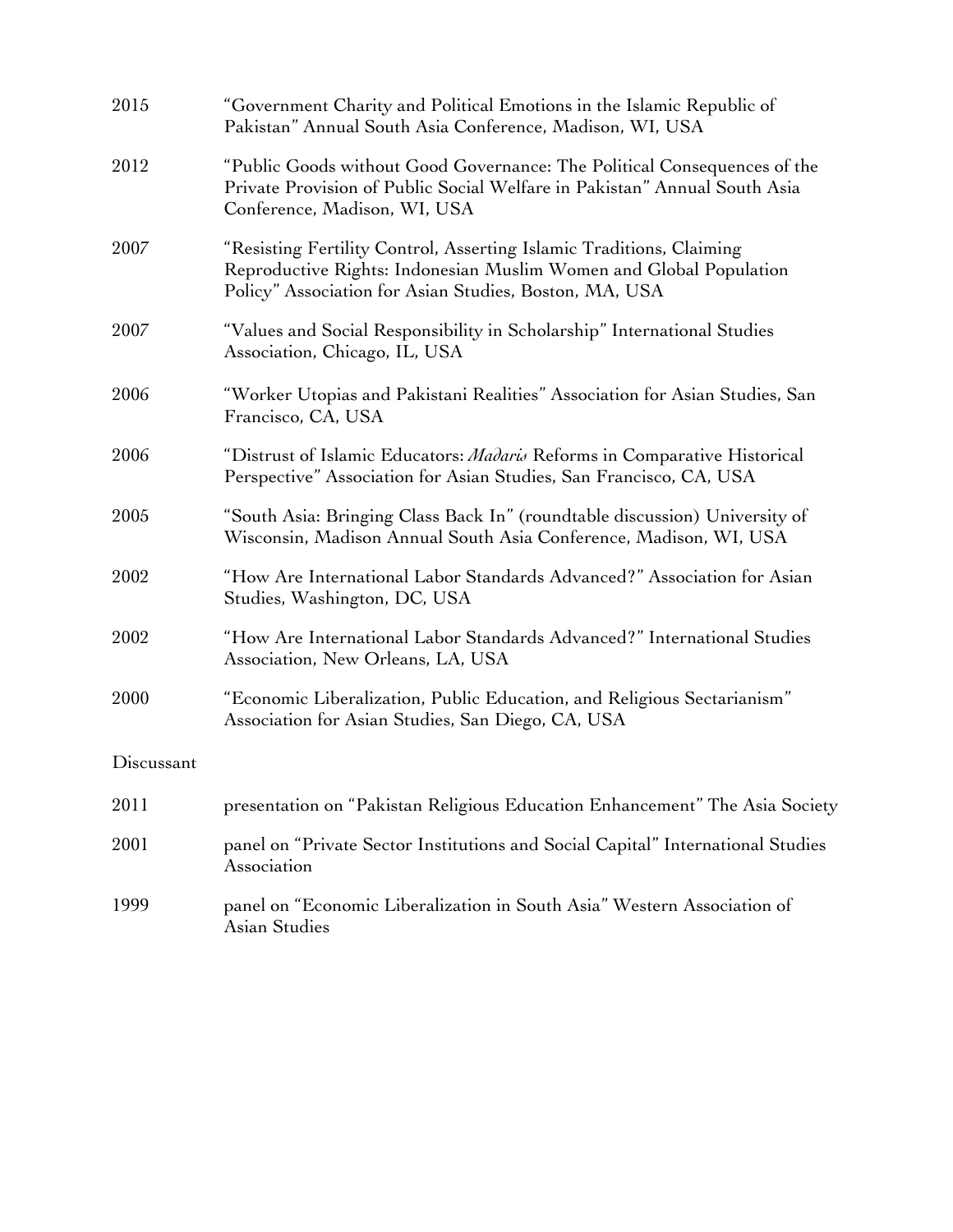2015 "Government Charity and Political Emotions in the Islamic Republic of Pakistan" Annual South Asia Conference, Madison, WI, USA

2012 "Public Goods without Good Governance: The Political Consequences of the Private Provision of Public Social Welfare in Pakistan" Annual South Asia Conference, Madison, WI, USA

2007 "Resisting Fertility Control, Asserting Islamic Traditions, Claiming Reproductive Rights: Indonesian Muslim Women and Global Population Policy" Association for Asian Studies, Boston, MA, USA

2007 "Values and Social Responsibility in Scholarship" International Studies Association, Chicago, IL, USA

2006 "Worker Utopias and Pakistani Realities" Association for Asian Studies, San Francisco, CA, USA

2006 "Distrust of Islamic Educators: *Madaris* Reforms in Comparative Historical Perspective" Association for Asian Studies, San Francisco, CA, USA

2005 "South Asia: Bringing Class Back In" (roundtable discussion) University of Wisconsin, Madison Annual South Asia Conference, Madison, WI, USA

2002 "How Are International Labor Standards Advanced?" Association for Asian Studies, Washington, DC, USA

2002 "How Are International Labor Standards Advanced?" International Studies Association, New Orleans, LA, USA

2000 "Economic Liberalization, Public Education, and Religious Sectarianism" Association for Asian Studies, San Diego, CA, USA

Discussant

2011 presentation on "Pakistan Religious Education Enhancement" The Asia Society

2001 panel on "Private Sector Institutions and Social Capital" International Studies Association

1999 panel on "Economic Liberalization in South Asia" Western Association of Asian Studies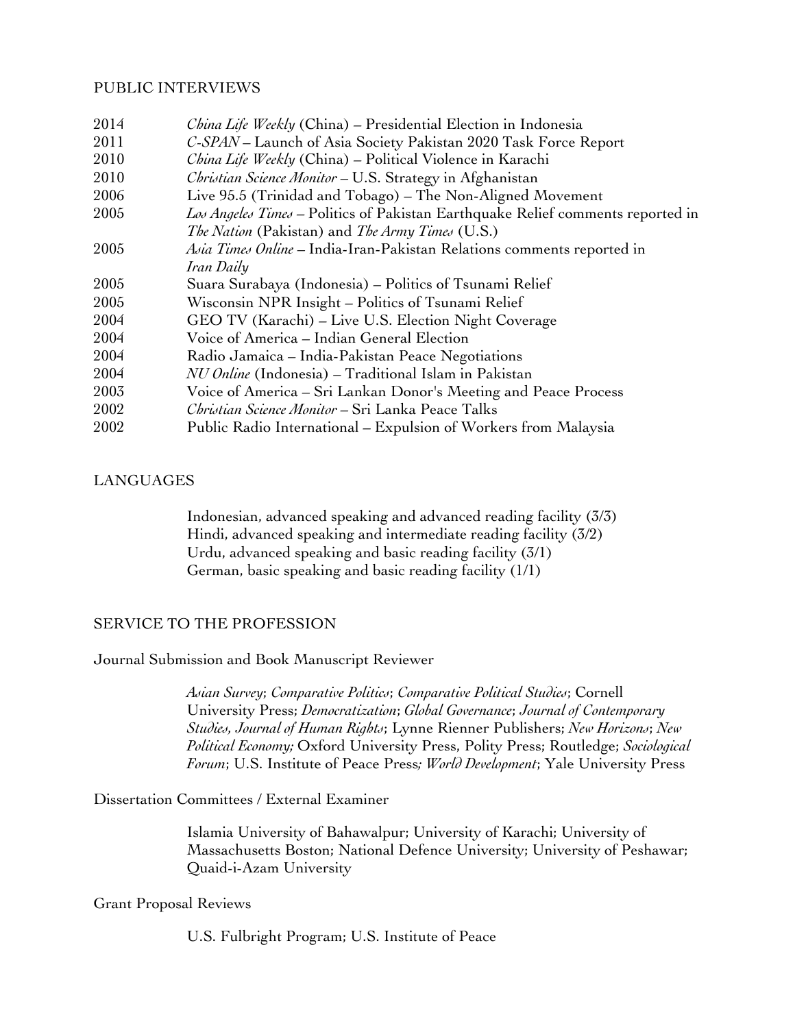## PUBLIC INTERVIEWS

- 2014 *China Life Weekly* (China) – Presidential Election in Indonesia
- 2011 *C-SPAN* – Launch of Asia Society Pakistan 2020 Task Force Report
- 2010 *China Life Weekly* (China) – Political Violence in Karachi
- 2010 *Christian Science Monitor* – U.S. Strategy in Afghanistan
- 2006 Live 95.5 (Trinidad and Tobago) – The Non-Aligned Movement
- 2005 *Los Angeles Times* – Politics of Pakistan Earthquake Relief comments reported in *The Nation* (Pakistan) and *The Army Times* (U.S.)
- 2005 *Asia Times Online* – India-Iran-Pakistan Relations comments reported in *Iran Daily*
- 2005 Suara Surabaya (Indonesia) – Politics of Tsunami Relief
- 2005 Wisconsin NPR Insight – Politics of Tsunami Relief
- 2004 GEO TV (Karachi) – Live U.S. Election Night Coverage
- 2004 Voice of America – Indian General Election
- 2004 Radio Jamaica – India-Pakistan Peace Negotiations
- 2004 *NU Online* (Indonesia) – Traditional Islam in Pakistan
- 2003 Voice of America – Sri Lankan Donor's Meeting and Peace Process
- 2002 *Christian Science Monitor* – Sri Lanka Peace Talks
- 2002 Public Radio International – Expulsion of Workers from Malaysia

## LANGUAGES

Indonesian, advanced speaking and advanced reading facility (3/3)
Hindi, advanced speaking and intermediate reading facility (3/2)
Urdu, advanced speaking and basic reading facility (3/1)
German, basic speaking and basic reading facility (1/1)

## SERVICE TO THE PROFESSION

### Journal Submission and Book Manuscript Reviewer

*Asian Survey*; *Comparative Politics*; *Comparative Political Studies*; Cornell University Press; *Democratization*; *Global Governance*; *Journal of Contemporary Studies, Journal of Human Rights*; Lynne Rienner Publishers; *New Horizons*; *New Political Economy;* Oxford University Press, Polity Press; Routledge; *Sociological Forum*; U.S. Institute of Peace Press*; World Development*; Yale University Press

### Dissertation Committees / External Examiner

Islamia University of Bahawalpur; University of Karachi; University of Massachusetts Boston; National Defence University; University of Peshawar; Quaid-i-Azam University

### Grant Proposal Reviews

U.S. Fulbright Program; U.S. Institute of Peace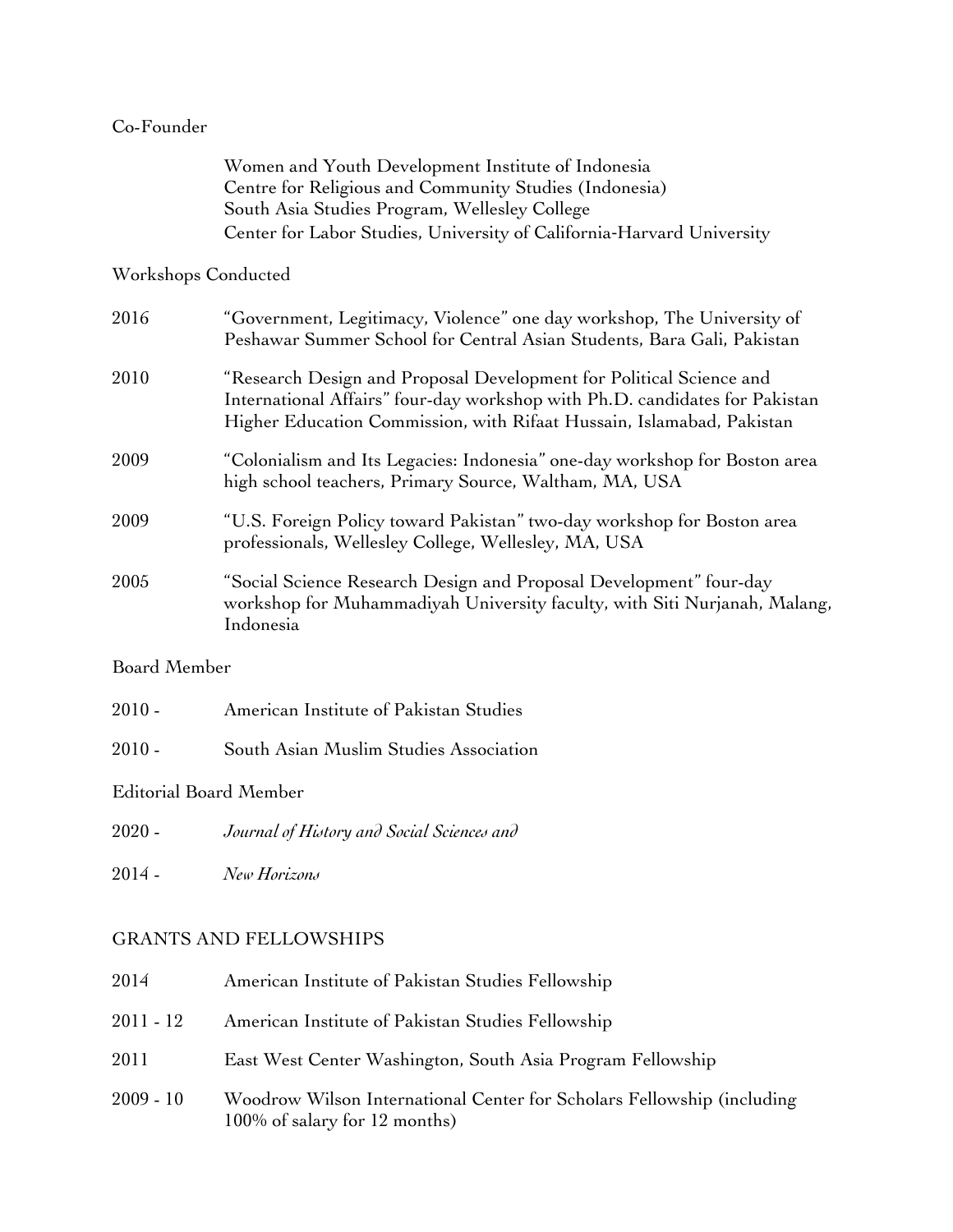Co-Founder

Women and Youth Development Institute of Indonesia
Centre for Religious and Community Studies (Indonesia)
South Asia Studies Program, Wellesley College
Center for Labor Studies, University of California-Harvard University

Workshops Conducted

2016 "Government, Legitimacy, Violence" one day workshop, The University of Peshawar Summer School for Central Asian Students, Bara Gali, Pakistan

2010 "Research Design and Proposal Development for Political Science and International Affairs" four-day workshop with Ph.D. candidates for Pakistan Higher Education Commission, with Rifaat Hussain, Islamabad, Pakistan

2009 "Colonialism and Its Legacies: Indonesia" one-day workshop for Boston area high school teachers, Primary Source, Waltham, MA, USA

2009 "U.S. Foreign Policy toward Pakistan" two-day workshop for Boston area professionals, Wellesley College, Wellesley, MA, USA

2005 "Social Science Research Design and Proposal Development" four-day workshop for Muhammadiyah University faculty, with Siti Nurjanah, Malang, Indonesia

Board Member

2010 - American Institute of Pakistan Studies

2010 - South Asian Muslim Studies Association

Editorial Board Member

2020 - *Journal of History and Social Sciences and*

2014 - *New Horizons*

## GRANTS AND FELLOWSHIPS

2014 American Institute of Pakistan Studies Fellowship

2011 - 12 American Institute of Pakistan Studies Fellowship

2011 East West Center Washington, South Asia Program Fellowship

2009 - 10 Woodrow Wilson International Center for Scholars Fellowship (including 100% of salary for 12 months)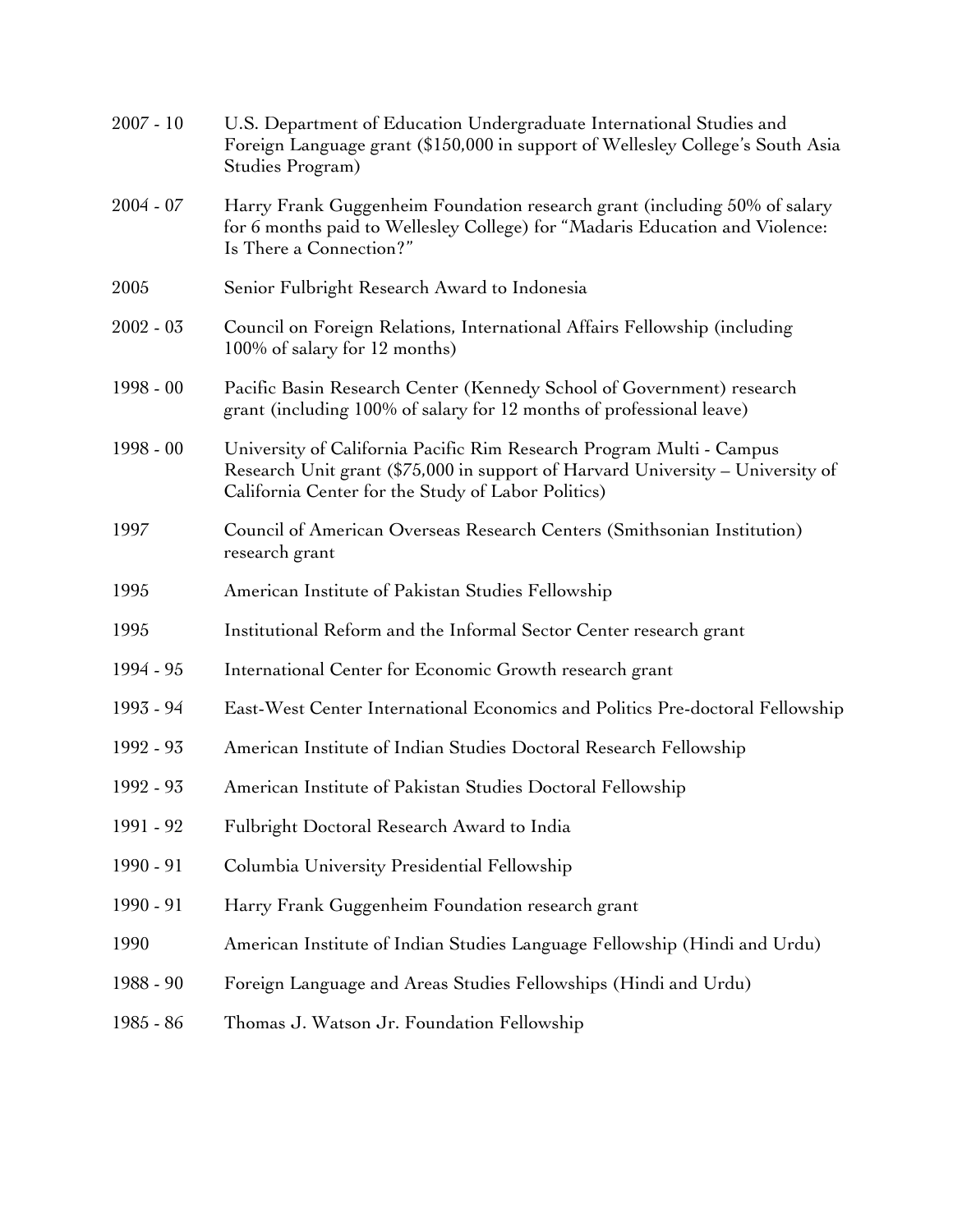| | |
|---|---|
| 2007 - 10 | U.S. Department of Education Undergraduate International Studies and Foreign Language grant ($150,000 in support of Wellesley College's South Asia Studies Program) |
| 2004 - 07 | Harry Frank Guggenheim Foundation research grant (including 50% of salary for 6 months paid to Wellesley College) for "Madaris Education and Violence: Is There a Connection?" |
| 2005 | Senior Fulbright Research Award to Indonesia |
| 2002 - 03 | Council on Foreign Relations, International Affairs Fellowship (including 100% of salary for 12 months) |
| 1998 - 00 | Pacific Basin Research Center (Kennedy School of Government) research grant (including 100% of salary for 12 months of professional leave) |
| 1998 - 00 | University of California Pacific Rim Research Program Multi - Campus Research Unit grant ($75,000 in support of Harvard University – University of California Center for the Study of Labor Politics) |
| 1997 | Council of American Overseas Research Centers (Smithsonian Institution) research grant |
| 1995 | American Institute of Pakistan Studies Fellowship |
| 1995 | Institutional Reform and the Informal Sector Center research grant |
| 1994 - 95 | International Center for Economic Growth research grant |
| 1993 - 94 | East-West Center International Economics and Politics Pre-doctoral Fellowship |
| 1992 - 93 | American Institute of Indian Studies Doctoral Research Fellowship |
| 1992 - 93 | American Institute of Pakistan Studies Doctoral Fellowship |
| 1991 - 92 | Fulbright Doctoral Research Award to India |
| 1990 - 91 | Columbia University Presidential Fellowship |
| 1990 - 91 | Harry Frank Guggenheim Foundation research grant |
| 1990 | American Institute of Indian Studies Language Fellowship (Hindi and Urdu) |
| 1988 - 90 | Foreign Language and Areas Studies Fellowships (Hindi and Urdu) |
| 1985 - 86 | Thomas J. Watson Jr. Foundation Fellowship |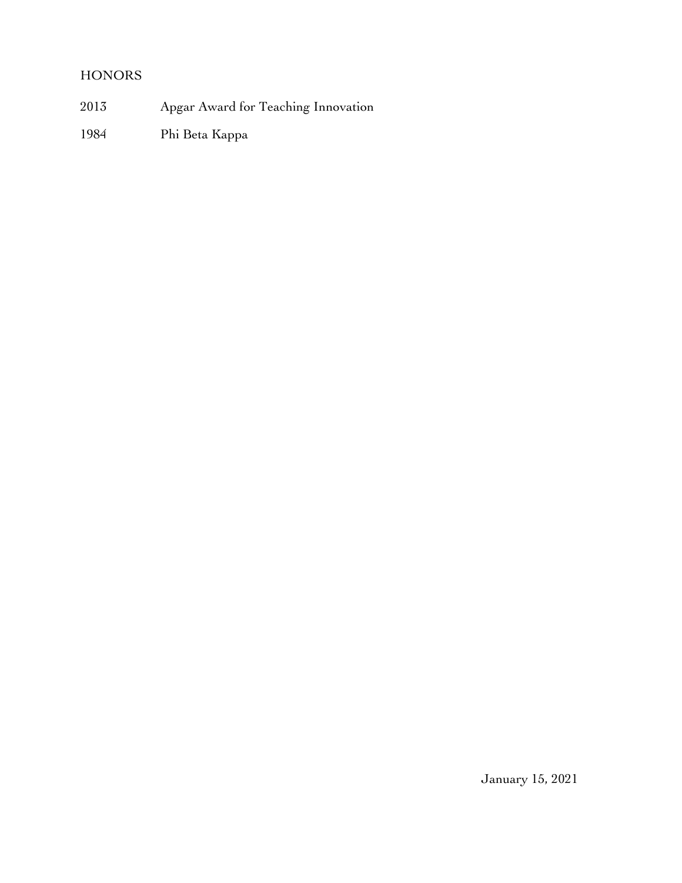## HONORS

2013 Apgar Award for Teaching Innovation

1984 Phi Beta Kappa

January 15, 2021